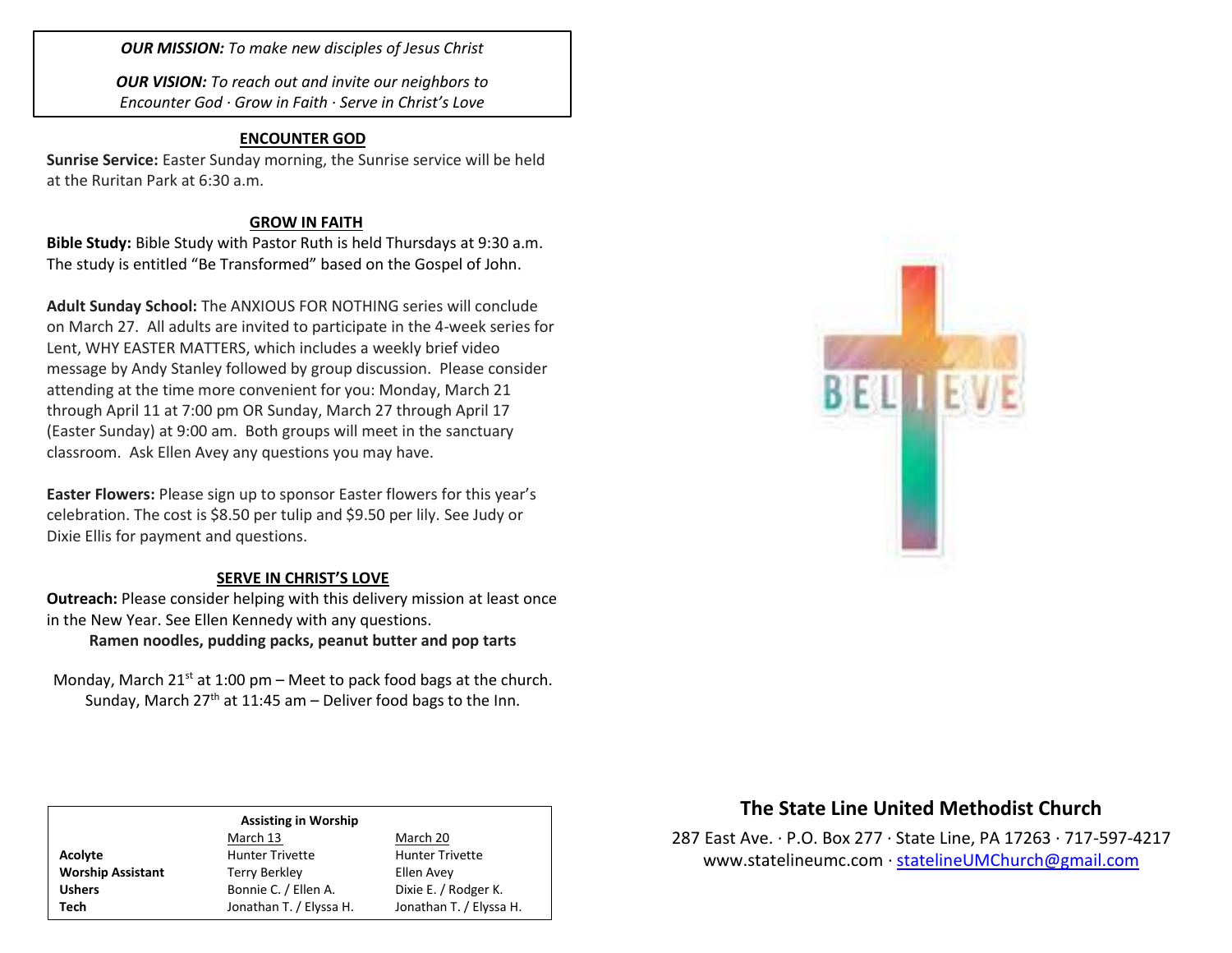***OUR MISSION:*** *To make new disciples of Jesus Christ*

***OUR VISION:*** *To reach out and invite our neighbors to Encounter God · Grow in Faith · Serve in Christ's Love*

## ENCOUNTER GOD

**Sunrise Service:** Easter Sunday morning, the Sunrise service will be held at the Ruritan Park at 6:30 a.m.

## GROW IN FAITH

**Bible Study:** Bible Study with Pastor Ruth is held Thursdays at 9:30 a.m. The study is entitled "Be Transformed" based on the Gospel of John.

**Adult Sunday School:** The ANXIOUS FOR NOTHING series will conclude on March 27. All adults are invited to participate in the 4-week series for Lent, WHY EASTER MATTERS, which includes a weekly brief video message by Andy Stanley followed by group discussion. Please consider attending at the time more convenient for you: Monday, March 21 through April 11 at 7:00 pm OR Sunday, March 27 through April 17 (Easter Sunday) at 9:00 am. Both groups will meet in the sanctuary classroom. Ask Ellen Avey any questions you may have.

**Easter Flowers:** Please sign up to sponsor Easter flowers for this year's celebration. The cost is $8.50 per tulip and $9.50 per lily. See Judy or Dixie Ellis for payment and questions.

## SERVE IN CHRIST'S LOVE

**Outreach:** Please consider helping with this delivery mission at least once in the New Year. See Ellen Kennedy with any questions.

**Ramen noodles, pudding packs, peanut butter and pop tarts**

Monday, March 21st at 1:00 pm – Meet to pack food bags at the church.
Sunday, March 27th at 11:45 am – Deliver food bags to the Inn.

**Assisting in Worship**

| | March 13 | March 20 |
|---|---|---|
| **Acolyte** | Hunter Trivette | Hunter Trivette |
| **Worship Assistant** | Terry Berkley | Ellen Avey |
| **Ushers** | Bonnie C. / Ellen A. | Dixie E. / Rodger K. |
| **Tech** | Jonathan T. / Elyssa H. | Jonathan T. / Elyssa H. |

BELIEVE

## The State Line United Methodist Church

287 East Ave. · P.O. Box 277 · State Line, PA 17263 · 717-597-4217
www.statelineumc.com · statelineUMChurch@gmail.com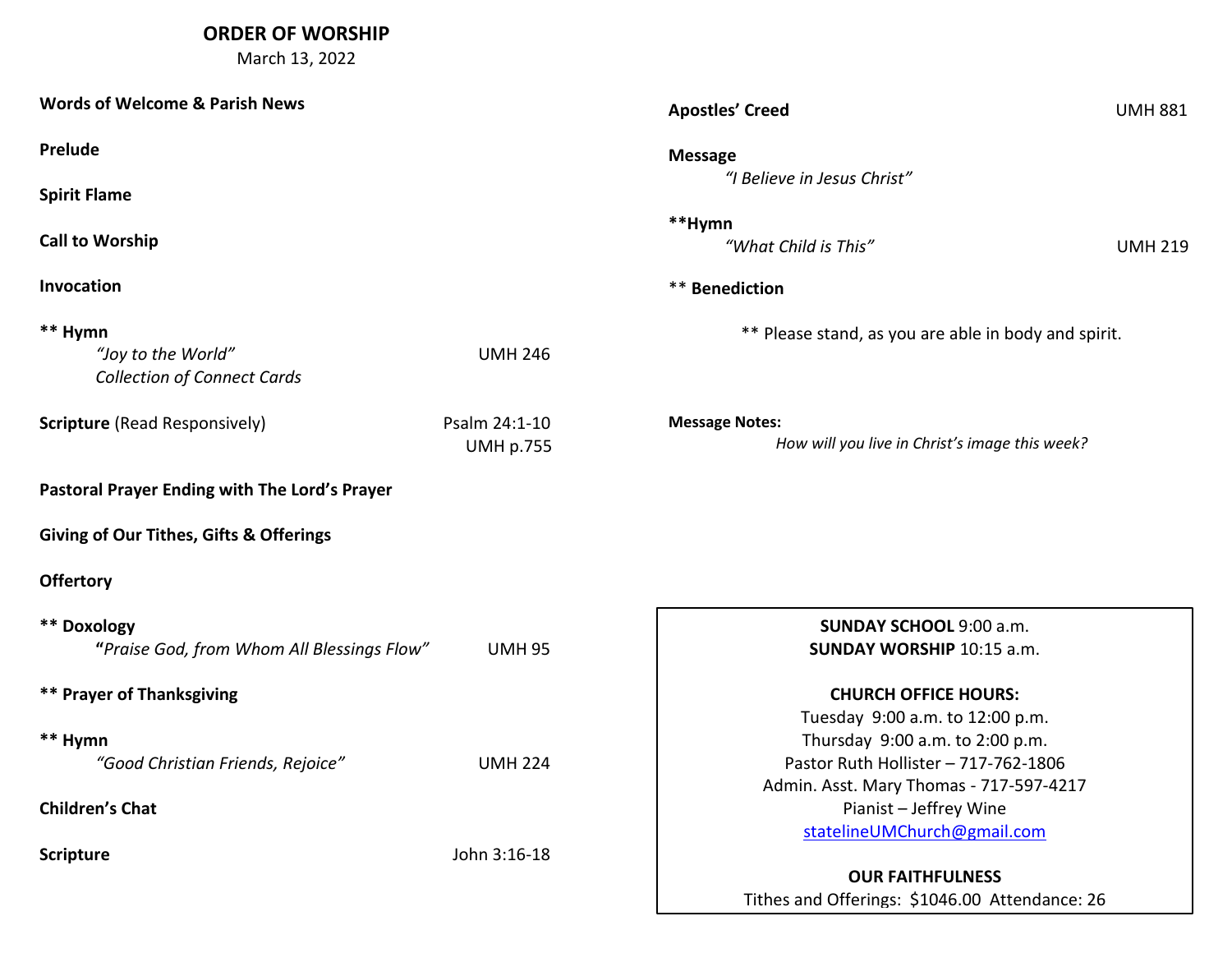## ORDER OF WORSHIP

March 13, 2022

**Words of Welcome & Parish News**

**Prelude**

**Spirit Flame**

**Call to Worship**

**Invocation**

**\*\* Hymn**
*"Joy to the World"* UMH 246
*Collection of Connect Cards*

**Scripture** (Read Responsively) Psalm 24:1-10
UMH p.755

**Pastoral Prayer Ending with The Lord's Prayer**

**Giving of Our Tithes, Gifts & Offerings**

**Offertory**

**\*\* Doxology**
**"***Praise God, from Whom All Blessings Flow"* UMH 95

**\*\* Prayer of Thanksgiving**

**\*\* Hymn**
*"Good Christian Friends, Rejoice"* UMH 224

**Children's Chat**

**Scripture** John 3:16-18

**Apostles' Creed** UMH 881

**Message**
*"I Believe in Jesus Christ"*

**\*\*Hymn**
*"What Child is This"* UMH 219

\*\* **Benediction**

\*\* Please stand, as you are able in body and spirit.

**Message Notes:**
*How will you live in Christ's image this week?*

**SUNDAY SCHOOL** 9:00 a.m.
**SUNDAY WORSHIP** 10:15 a.m.

**CHURCH OFFICE HOURS:**
Tuesday 9:00 a.m. to 12:00 p.m.
Thursday 9:00 a.m. to 2:00 p.m.
Pastor Ruth Hollister – 717-762-1806
Admin. Asst. Mary Thomas - 717-597-4217
Pianist – Jeffrey Wine
statelineUMChurch@gmail.com

**OUR FAITHFULNESS**
Tithes and Offerings: $1046.00 Attendance: 26